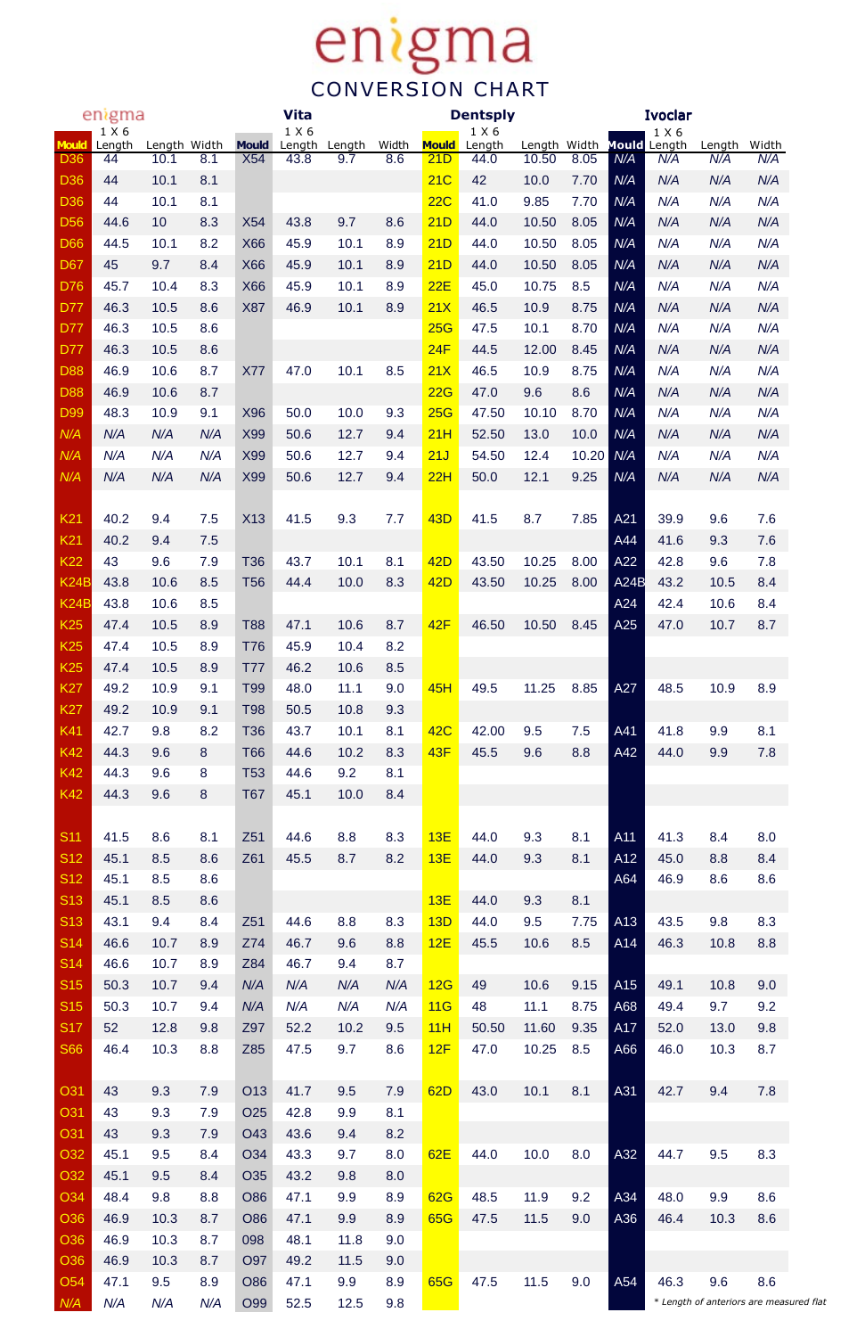# enigma

## CONVERSION CHART

| enigma | | | | Vita | | | | Dentsply | | | | Ivoclar | | | |
|---|---|---|---|---|---|---|---|---|---|---|---|---|---|---|---|
| Mould | 1 X 6 Length | Length | Width | Mould | 1 X 6 Length | Length | Width | Mould | 1 X 6 Length | Length | Width | Mould | 1 X 6 Length | Length | Width |
| D36 | 44 | 10.1 | 8.1 | X54 | 43.8 | 9.7 | 8.6 | 21D | 44.0 | 10.50 | 8.05 | N/A | N/A | N/A | N/A |
| D36 | 44 | 10.1 | 8.1 | | | | | 21C | 42 | 10.0 | 7.70 | N/A | N/A | N/A | N/A |
| D36 | 44 | 10.1 | 8.1 | | | | | 22C | 41.0 | 9.85 | 7.70 | N/A | N/A | N/A | N/A |
| D56 | 44.6 | 10 | 8.3 | X54 | 43.8 | 9.7 | 8.6 | 21D | 44.0 | 10.50 | 8.05 | N/A | N/A | N/A | N/A |
| D66 | 44.5 | 10.1 | 8.2 | X66 | 45.9 | 10.1 | 8.9 | 21D | 44.0 | 10.50 | 8.05 | N/A | N/A | N/A | N/A |
| D67 | 45 | 9.7 | 8.4 | X66 | 45.9 | 10.1 | 8.9 | 21D | 44.0 | 10.50 | 8.05 | N/A | N/A | N/A | N/A |
| D76 | 45.7 | 10.4 | 8.3 | X66 | 45.9 | 10.1 | 8.9 | 22E | 45.0 | 10.75 | 8.5 | N/A | N/A | N/A | N/A |
| D77 | 46.3 | 10.5 | 8.6 | X87 | 46.9 | 10.1 | 8.9 | 21X | 46.5 | 10.9 | 8.75 | N/A | N/A | N/A | N/A |
| D77 | 46.3 | 10.5 | 8.6 | | | | | 25G | 47.5 | 10.1 | 8.70 | N/A | N/A | N/A | N/A |
| D77 | 46.3 | 10.5 | 8.6 | | | | | 24F | 44.5 | 12.00 | 8.45 | N/A | N/A | N/A | N/A |
| D88 | 46.9 | 10.6 | 8.7 | X77 | 47.0 | 10.1 | 8.5 | 21X | 46.5 | 10.9 | 8.75 | N/A | N/A | N/A | N/A |
| D88 | 46.9 | 10.6 | 8.7 | | | | | 22G | 47.0 | 9.6 | 8.6 | N/A | N/A | N/A | N/A |
| D99 | 48.3 | 10.9 | 9.1 | X96 | 50.0 | 10.0 | 9.3 | 25G | 47.50 | 10.10 | 8.70 | N/A | N/A | N/A | N/A |
| N/A | N/A | N/A | N/A | X99 | 50.6 | 12.7 | 9.4 | 21H | 52.50 | 13.0 | 10.0 | N/A | N/A | N/A | N/A |
| N/A | N/A | N/A | N/A | X99 | 50.6 | 12.7 | 9.4 | 21J | 54.50 | 12.4 | 10.20 | N/A | N/A | N/A | N/A |
| N/A | N/A | N/A | N/A | X99 | 50.6 | 12.7 | 9.4 | 22H | 50.0 | 12.1 | 9.25 | N/A | N/A | N/A | N/A |
| | | | | | | | | | | | | | | | |
| K21 | 40.2 | 9.4 | 7.5 | X13 | 41.5 | 9.3 | 7.7 | 43D | 41.5 | 8.7 | 7.85 | A21 | 39.9 | 9.6 | 7.6 |
| K21 | 40.2 | 9.4 | 7.5 | | | | | | | | | A44 | 41.6 | 9.3 | 7.6 |
| K22 | 43 | 9.6 | 7.9 | T36 | 43.7 | 10.1 | 8.1 | 42D | 43.50 | 10.25 | 8.00 | A22 | 42.8 | 9.6 | 7.8 |
| K24B | 43.8 | 10.6 | 8.5 | T56 | 44.4 | 10.0 | 8.3 | 42D | 43.50 | 10.25 | 8.00 | A24B | 43.2 | 10.5 | 8.4 |
| K24B | 43.8 | 10.6 | 8.5 | | | | | | | | | A24 | 42.4 | 10.6 | 8.4 |
| K25 | 47.4 | 10.5 | 8.9 | T88 | 47.1 | 10.6 | 8.7 | 42F | 46.50 | 10.50 | 8.45 | A25 | 47.0 | 10.7 | 8.7 |
| K25 | 47.4 | 10.5 | 8.9 | T76 | 45.9 | 10.4 | 8.2 | | | | | | | | |
| K25 | 47.4 | 10.5 | 8.9 | T77 | 46.2 | 10.6 | 8.5 | | | | | | | | |
| K27 | 49.2 | 10.9 | 9.1 | T99 | 48.0 | 11.1 | 9.0 | 45H | 49.5 | 11.25 | 8.85 | A27 | 48.5 | 10.9 | 8.9 |
| K27 | 49.2 | 10.9 | 9.1 | T98 | 50.5 | 10.8 | 9.3 | | | | | | | | |
| K41 | 42.7 | 9.8 | 8.2 | T36 | 43.7 | 10.1 | 8.1 | 42C | 42.00 | 9.5 | 7.5 | A41 | 41.8 | 9.9 | 8.1 |
| K42 | 44.3 | 9.6 | 8 | T66 | 44.6 | 10.2 | 8.3 | 43F | 45.5 | 9.6 | 8.8 | A42 | 44.0 | 9.9 | 7.8 |
| K42 | 44.3 | 9.6 | 8 | T53 | 44.6 | 9.2 | 8.1 | | | | | | | | |
| K42 | 44.3 | 9.6 | 8 | T67 | 45.1 | 10.0 | 8.4 | | | | | | | | |
| | | | | | | | | | | | | | | | |
| S11 | 41.5 | 8.6 | 8.1 | Z51 | 44.6 | 8.8 | 8.3 | 13E | 44.0 | 9.3 | 8.1 | A11 | 41.3 | 8.4 | 8.0 |
| S12 | 45.1 | 8.5 | 8.6 | Z61 | 45.5 | 8.7 | 8.2 | 13E | 44.0 | 9.3 | 8.1 | A12 | 45.0 | 8.8 | 8.4 |
| S12 | 45.1 | 8.5 | 8.6 | | | | | | | | | A64 | 46.9 | 8.6 | 8.6 |
| S13 | 45.1 | 8.5 | 8.6 | | | | | 13E | 44.0 | 9.3 | 8.1 | | | | |
| S13 | 43.1 | 9.4 | 8.4 | Z51 | 44.6 | 8.8 | 8.3 | 13D | 44.0 | 9.5 | 7.75 | A13 | 43.5 | 9.8 | 8.3 |
| S14 | 46.6 | 10.7 | 8.9 | Z74 | 46.7 | 9.6 | 8.8 | 12E | 45.5 | 10.6 | 8.5 | A14 | 46.3 | 10.8 | 8.8 |
| S14 | 46.6 | 10.7 | 8.9 | Z84 | 46.7 | 9.4 | 8.7 | | | | | | | | |
| S15 | 50.3 | 10.7 | 9.4 | N/A | N/A | N/A | N/A | 12G | 49 | 10.6 | 9.15 | A15 | 49.1 | 10.8 | 9.0 |
| S15 | 50.3 | 10.7 | 9.4 | N/A | N/A | N/A | N/A | 11G | 48 | 11.1 | 8.75 | A68 | 49.4 | 9.7 | 9.2 |
| S17 | 52 | 12.8 | 9.8 | Z97 | 52.2 | 10.2 | 9.5 | 11H | 50.50 | 11.60 | 9.35 | A17 | 52.0 | 13.0 | 9.8 |
| S66 | 46.4 | 10.3 | 8.8 | Z85 | 47.5 | 9.7 | 8.6 | 12F | 47.0 | 10.25 | 8.5 | A66 | 46.0 | 10.3 | 8.7 |
| | | | | | | | | | | | | | | | |
| O31 | 43 | 9.3 | 7.9 | O13 | 41.7 | 9.5 | 7.9 | 62D | 43.0 | 10.1 | 8.1 | A31 | 42.7 | 9.4 | 7.8 |
| O31 | 43 | 9.3 | 7.9 | O25 | 42.8 | 9.9 | 8.1 | | | | | | | | |
| O31 | 43 | 9.3 | 7.9 | O43 | 43.6 | 9.4 | 8.2 | | | | | | | | |
| O32 | 45.1 | 9.5 | 8.4 | O34 | 43.3 | 9.7 | 8.0 | 62E | 44.0 | 10.0 | 8.0 | A32 | 44.7 | 9.5 | 8.3 |
| O32 | 45.1 | 9.5 | 8.4 | O35 | 43.2 | 9.8 | 8.0 | | | | | | | | |
| O34 | 48.4 | 9.8 | 8.8 | O86 | 47.1 | 9.9 | 8.9 | 62G | 48.5 | 11.9 | 9.2 | A34 | 48.0 | 9.9 | 8.6 |
| O36 | 46.9 | 10.3 | 8.7 | O86 | 47.1 | 9.9 | 8.9 | 65G | 47.5 | 11.5 | 9.0 | A36 | 46.4 | 10.3 | 8.6 |
| O36 | 46.9 | 10.3 | 8.7 | 098 | 48.1 | 11.8 | 9.0 | | | | | | | | |
| O36 | 46.9 | 10.3 | 8.7 | O97 | 49.2 | 11.5 | 9.0 | | | | | | | | |
| O54 | 47.1 | 9.5 | 8.9 | O86 | 47.1 | 9.9 | 8.9 | 65G | 47.5 | 11.5 | 9.0 | A54 | 46.3 | 9.6 | 8.6 |
| N/A | N/A | N/A | N/A | O99 | 52.5 | 12.5 | 9.8 | | | | | | | | |

* Length of anteriors are measured flat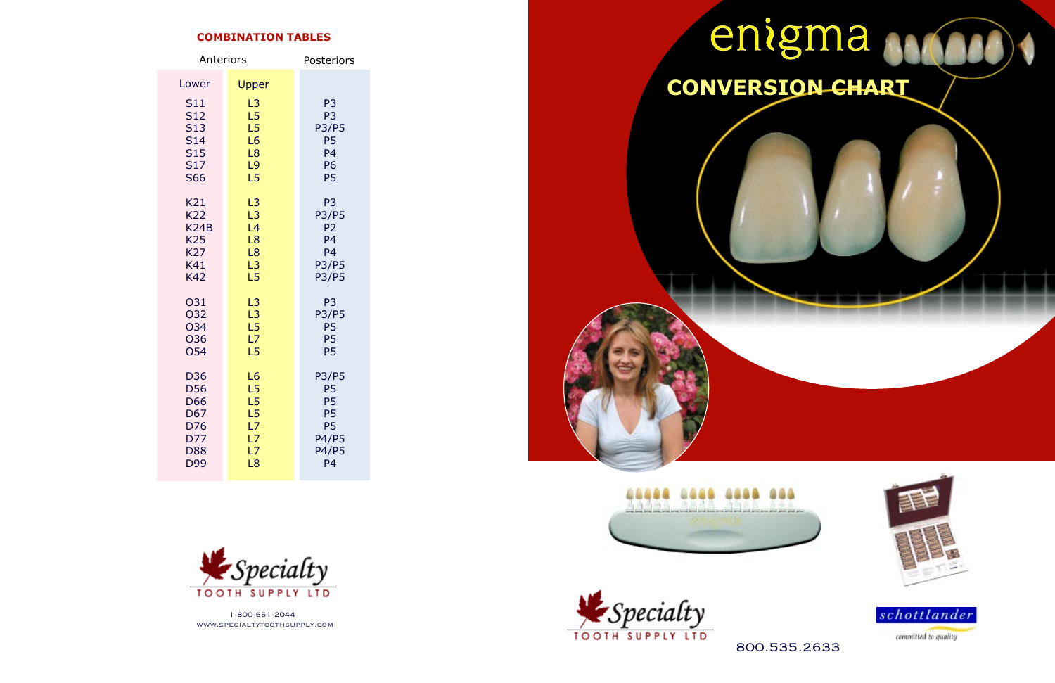## COMBINATION TABLES

| Anteriors | | Posteriors |
|---|---|---|
| Lower | Upper | |
| S11 | L3 | P3 |
| S12 | L5 | P3 |
| S13 | L5 | P3/P5 |
| S14 | L6 | P5 |
| S15 | L8 | P4 |
| S17 | L9 | P6 |
| S66 | L5 | P5 |
| K21 | L3 | P3 |
| K22 | L3 | P3/P5 |
| K24B | L4 | P2 |
| K25 | L8 | P4 |
| K27 | L8 | P4 |
| K41 | L3 | P3/P5 |
| K42 | L5 | P3/P5 |
| O31 | L3 | P3 |
| O32 | L3 | P3/P5 |
| O34 | L5 | P5 |
| O36 | L7 | P5 |
| O54 | L5 | P5 |
| D36 | L6 | P3/P5 |
| D56 | L5 | P5 |
| D66 | L5 | P5 |
| D67 | L5 | P5 |
| D76 | L7 | P5 |
| D77 | L7 | P4/P5 |
| D88 | L7 | P4/P5 |
| D99 | L8 | P4 |

Specialty TOOTH SUPPLY LTD

1-800-661-2044
WWW.SPECIALTYTOOTHSUPPLY.COM

# enigma

## CONVERSION CHART

Specialty TOOTH SUPPLY LTD

800.535.2633

schottlander
committed to quality